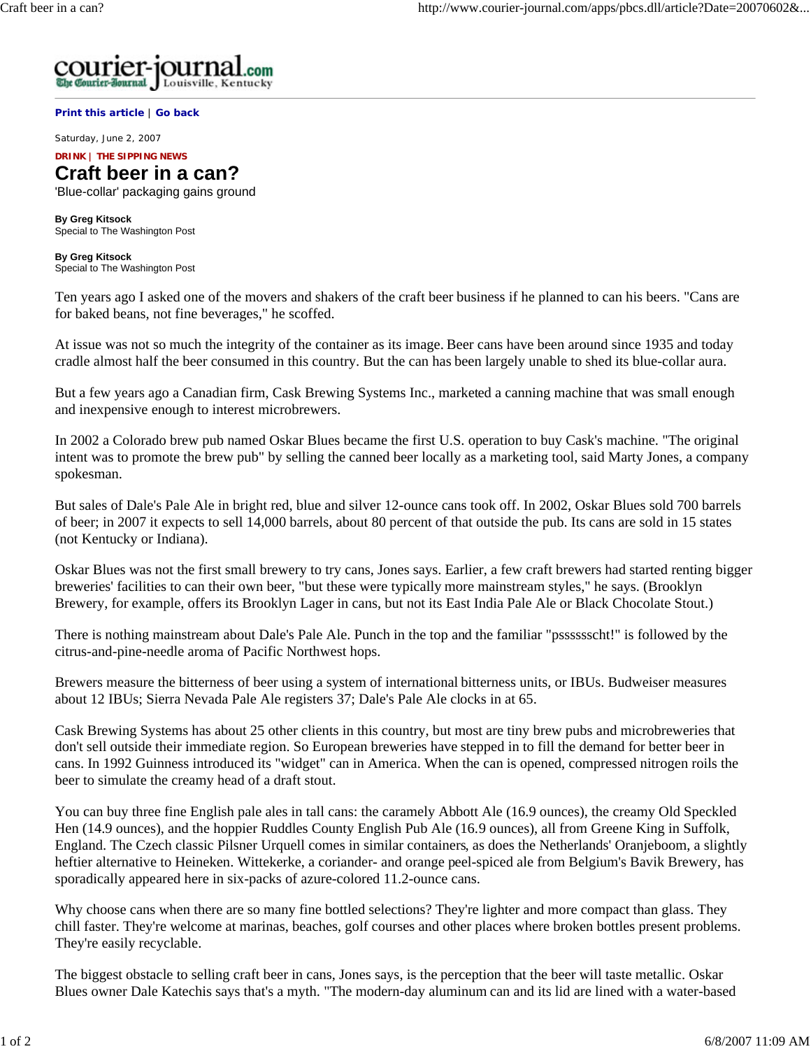courier-journal.com
The Courier-Journal | Louisville, Kentucky

**Print this article** | **Go back**

Saturday, June 2, 2007

**DRINK | THE SIPPING NEWS**

# Craft beer in a can?

'Blue-collar' packaging gains ground

**By Greg Kitsock**
Special to The Washington Post

**By Greg Kitsock**
Special to The Washington Post

Ten years ago I asked one of the movers and shakers of the craft beer business if he planned to can his beers. "Cans are for baked beans, not fine beverages," he scoffed.

At issue was not so much the integrity of the container as its image. Beer cans have been around since 1935 and today cradle almost half the beer consumed in this country. But the can has been largely unable to shed its blue-collar aura.

But a few years ago a Canadian firm, Cask Brewing Systems Inc., marketed a canning machine that was small enough and inexpensive enough to interest microbrewers.

In 2002 a Colorado brew pub named Oskar Blues became the first U.S. operation to buy Cask's machine. "The original intent was to promote the brew pub" by selling the canned beer locally as a marketing tool, said Marty Jones, a company spokesman.

But sales of Dale's Pale Ale in bright red, blue and silver 12-ounce cans took off. In 2002, Oskar Blues sold 700 barrels of beer; in 2007 it expects to sell 14,000 barrels, about 80 percent of that outside the pub. Its cans are sold in 15 states (not Kentucky or Indiana).

Oskar Blues was not the first small brewery to try cans, Jones says. Earlier, a few craft brewers had started renting bigger breweries' facilities to can their own beer, "but these were typically more mainstream styles," he says. (Brooklyn Brewery, for example, offers its Brooklyn Lager in cans, but not its East India Pale Ale or Black Chocolate Stout.)

There is nothing mainstream about Dale's Pale Ale. Punch in the top and the familiar "psssssscht!" is followed by the citrus-and-pine-needle aroma of Pacific Northwest hops.

Brewers measure the bitterness of beer using a system of international bitterness units, or IBUs. Budweiser measures about 12 IBUs; Sierra Nevada Pale Ale registers 37; Dale's Pale Ale clocks in at 65.

Cask Brewing Systems has about 25 other clients in this country, but most are tiny brew pubs and microbreweries that don't sell outside their immediate region. So European breweries have stepped in to fill the demand for better beer in cans. In 1992 Guinness introduced its "widget" can in America. When the can is opened, compressed nitrogen roils the beer to simulate the creamy head of a draft stout.

You can buy three fine English pale ales in tall cans: the caramely Abbott Ale (16.9 ounces), the creamy Old Speckled Hen (14.9 ounces), and the hoppier Ruddles County English Pub Ale (16.9 ounces), all from Greene King in Suffolk, England. The Czech classic Pilsner Urquell comes in similar containers, as does the Netherlands' Oranjeboom, a slightly heftier alternative to Heineken. Wittekerke, a coriander- and orange peel-spiced ale from Belgium's Bavik Brewery, has sporadically appeared here in six-packs of azure-colored 11.2-ounce cans.

Why choose cans when there are so many fine bottled selections? They're lighter and more compact than glass. They chill faster. They're welcome at marinas, beaches, golf courses and other places where broken bottles present problems. They're easily recyclable.

The biggest obstacle to selling craft beer in cans, Jones says, is the perception that the beer will taste metallic. Oskar Blues owner Dale Katechis says that's a myth. "The modern-day aluminum can and its lid are lined with a water-based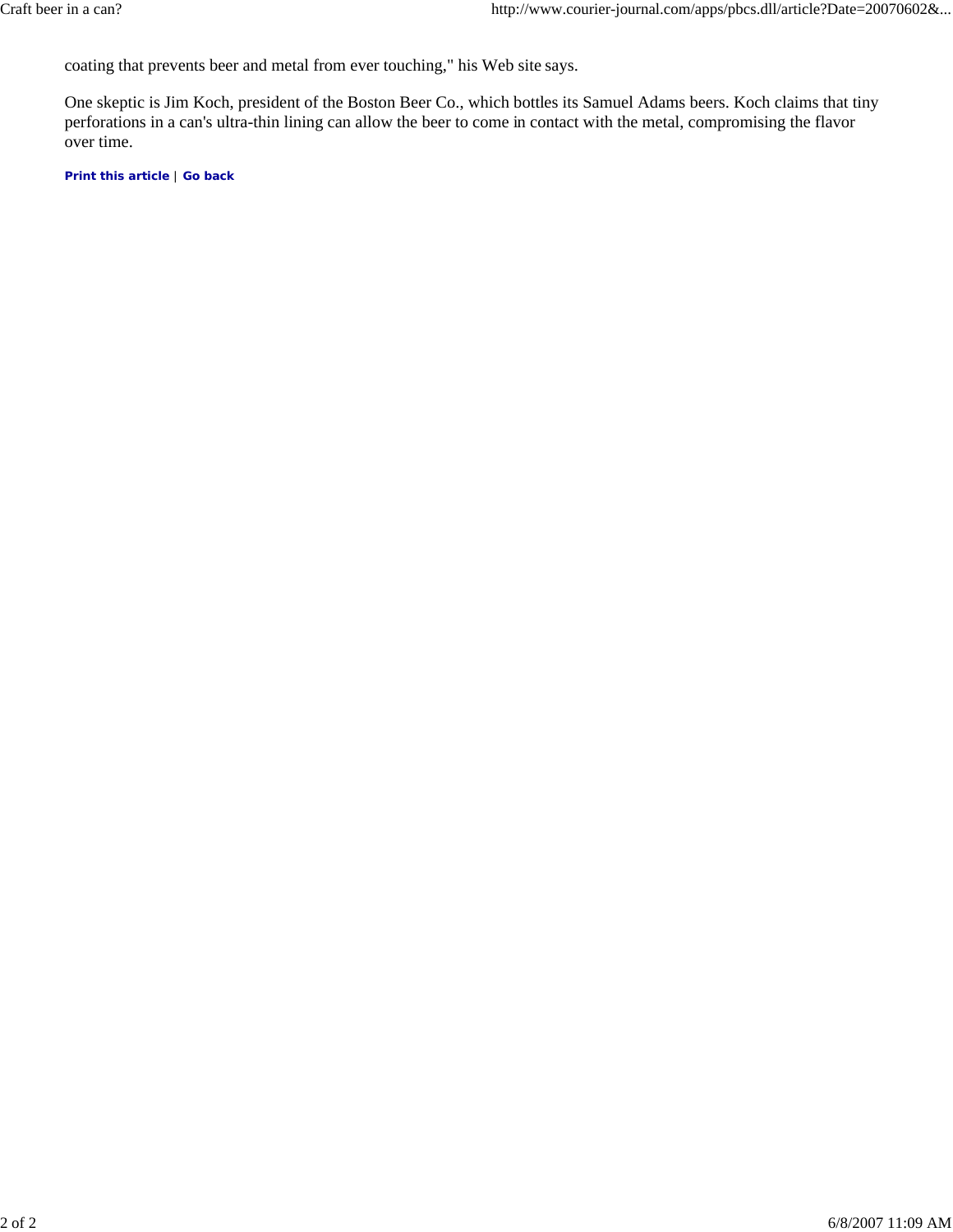coating that prevents beer and metal from ever touching," his Web site says.

One skeptic is Jim Koch, president of the Boston Beer Co., which bottles its Samuel Adams beers. Koch claims that tiny perforations in a can's ultra-thin lining can allow the beer to come in contact with the metal, compromising the flavor over time.

**Print this article** | **Go back**